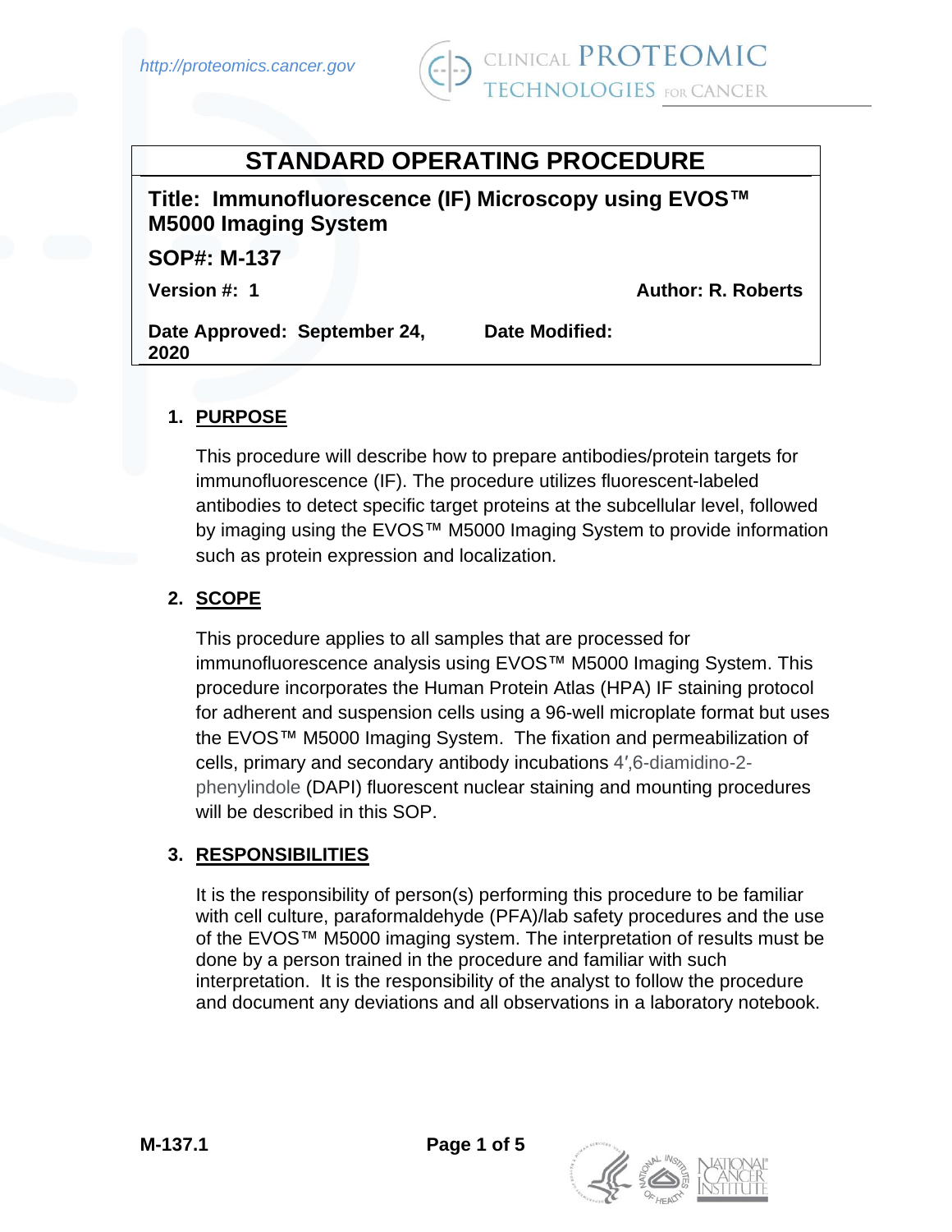# STANDARD OPERATING PROCEDURE

**Title: Immunofluorescence (IF) Microscopy using EVOS™ M5000 Imaging System**

**SOP#: M-137**

**Version #: 1** | **Author: R. Roberts**

**Date Approved: September 24, 2020** | **Date Modified:**

## 1. PURPOSE

This procedure will describe how to prepare antibodies/protein targets for immunofluorescence (IF). The procedure utilizes fluorescent-labeled antibodies to detect specific target proteins at the subcellular level, followed by imaging using the EVOS™ M5000 Imaging System to provide information such as protein expression and localization.

## 2. SCOPE

This procedure applies to all samples that are processed for immunofluorescence analysis using EVOS™ M5000 Imaging System. This procedure incorporates the Human Protein Atlas (HPA) IF staining protocol for adherent and suspension cells using a 96-well microplate format but uses the EVOS™ M5000 Imaging System. The fixation and permeabilization of cells, primary and secondary antibody incubations 4′,6-diamidino-2-phenylindole (DAPI) fluorescent nuclear staining and mounting procedures will be described in this SOP.

## 3. RESPONSIBILITIES

It is the responsibility of person(s) performing this procedure to be familiar with cell culture, paraformaldehyde (PFA)/lab safety procedures and the use of the EVOS™ M5000 imaging system. The interpretation of results must be done by a person trained in the procedure and familiar with such interpretation. It is the responsibility of the analyst to follow the procedure and document any deviations and all observations in a laboratory notebook.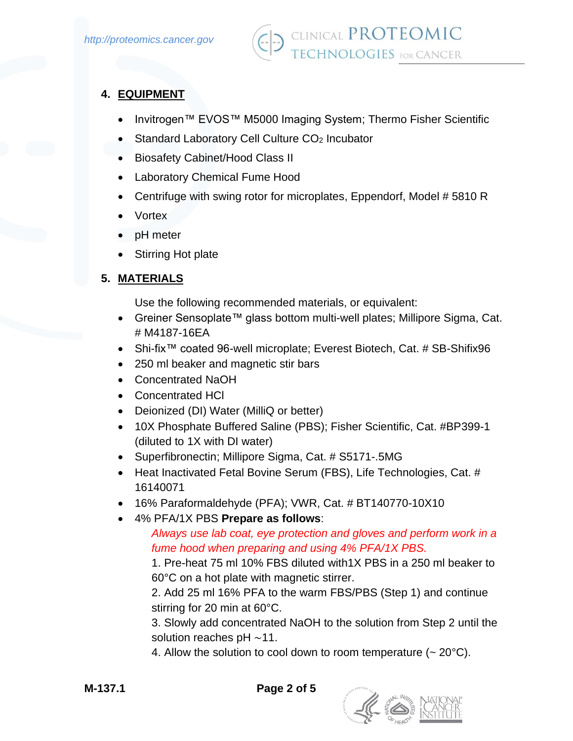## 4. EQUIPMENT

- Invitrogen™ EVOS™ M5000 Imaging System; Thermo Fisher Scientific
- Standard Laboratory Cell Culture $CO_2$ Incubator
- Biosafety Cabinet/Hood Class II
- Laboratory Chemical Fume Hood
- Centrifuge with swing rotor for microplates, Eppendorf, Model # 5810 R
- Vortex
- pH meter
- Stirring Hot plate

## 5. MATERIALS

Use the following recommended materials, or equivalent:

- Greiner Sensoplate™ glass bottom multi-well plates; Millipore Sigma, Cat. # M4187-16EA
- Shi-fix™ coated 96-well microplate; Everest Biotech, Cat. # SB-Shifix96
- 250 ml beaker and magnetic stir bars
- Concentrated NaOH
- Concentrated HCl
- Deionized (DI) Water (MilliQ or better)
- 10X Phosphate Buffered Saline (PBS); Fisher Scientific, Cat. #BP399-1 (diluted to 1X with DI water)
- Superfibronectin; Millipore Sigma, Cat. # S5171-.5MG
- Heat Inactivated Fetal Bovine Serum (FBS), Life Technologies, Cat. # 16140071
- 16% Paraformaldehyde (PFA); VWR, Cat. # BT140770-10X10
- 4% PFA/1X PBS **Prepare as follows**:

  *Always use lab coat, eye protection and gloves and perform work in a fume hood when preparing and using 4% PFA/1X PBS.*

  1. Pre-heat 75 ml 10% FBS diluted with1X PBS in a 250 ml beaker to 60°C on a hot plate with magnetic stirrer.
  2. Add 25 ml 16% PFA to the warm FBS/PBS (Step 1) and continue stirring for 20 min at 60°C.
  3. Slowly add concentrated NaOH to the solution from Step 2 until the solution reaches pH ~11.
  4. Allow the solution to cool down to room temperature (~ 20°C).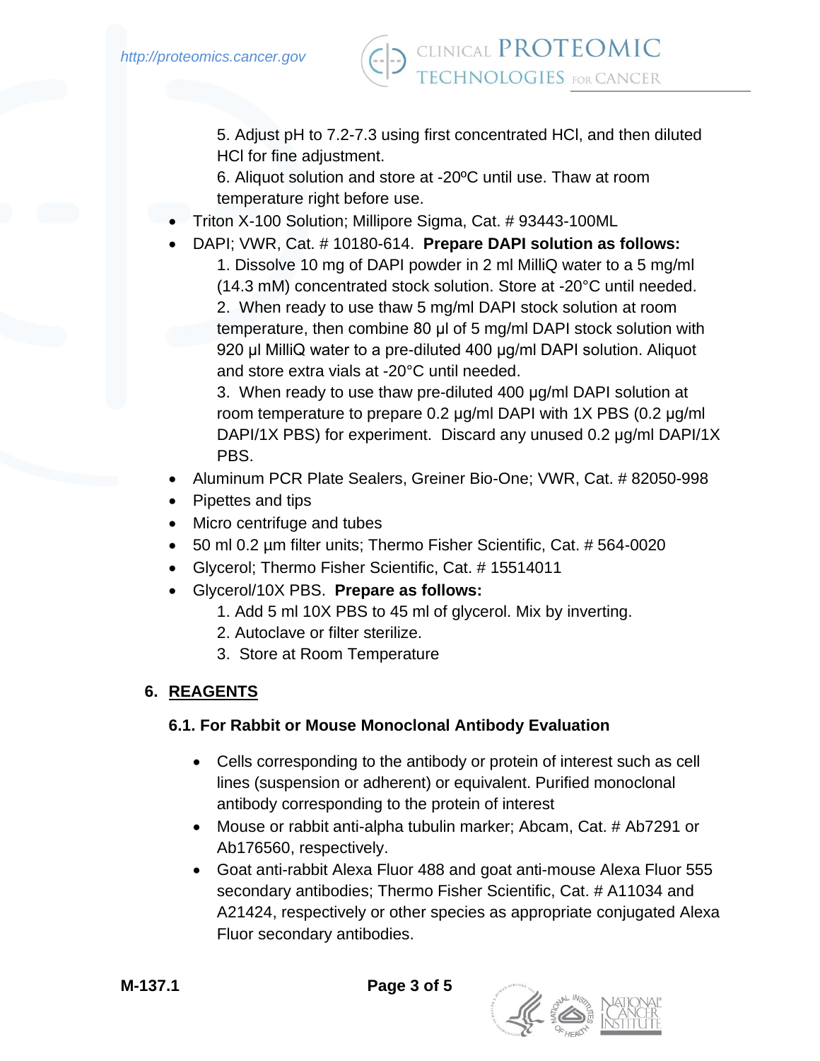5. Adjust pH to 7.2-7.3 using first concentrated HCl, and then diluted HCl for fine adjustment.
6. Aliquot solution and store at -20ºC until use. Thaw at room temperature right before use.

- Triton X-100 Solution; Millipore Sigma, Cat. # 93443-100ML
- DAPI; VWR, Cat. # 10180-614. **Prepare DAPI solution as follows:**
  1. Dissolve 10 mg of DAPI powder in 2 ml MilliQ water to a 5 mg/ml (14.3 mM) concentrated stock solution. Store at -20°C until needed.
  2. When ready to use thaw 5 mg/ml DAPI stock solution at room temperature, then combine 80 µl of 5 mg/ml DAPI stock solution with 920 µl MilliQ water to a pre-diluted 400 µg/ml DAPI solution. Aliquot and store extra vials at -20°C until needed.
  3. When ready to use thaw pre-diluted 400 µg/ml DAPI solution at room temperature to prepare 0.2 µg/ml DAPI with 1X PBS (0.2 µg/ml DAPI/1X PBS) for experiment. Discard any unused 0.2 µg/ml DAPI/1X PBS.
- Aluminum PCR Plate Sealers, Greiner Bio-One; VWR, Cat. # 82050-998
- Pipettes and tips
- Micro centrifuge and tubes
- 50 ml 0.2 µm filter units; Thermo Fisher Scientific, Cat. # 564-0020
- Glycerol; Thermo Fisher Scientific, Cat. # 15514011
- Glycerol/10X PBS. **Prepare as follows:**
  1. Add 5 ml 10X PBS to 45 ml of glycerol. Mix by inverting.
  2. Autoclave or filter sterilize.
  3. Store at Room Temperature

## 6. REAGENTS

### 6.1. For Rabbit or Mouse Monoclonal Antibody Evaluation

- Cells corresponding to the antibody or protein of interest such as cell lines (suspension or adherent) or equivalent. Purified monoclonal antibody corresponding to the protein of interest
- Mouse or rabbit anti-alpha tubulin marker; Abcam, Cat. # Ab7291 or Ab176560, respectively.
- Goat anti-rabbit Alexa Fluor 488 and goat anti-mouse Alexa Fluor 555 secondary antibodies; Thermo Fisher Scientific, Cat. # A11034 and A21424, respectively or other species as appropriate conjugated Alexa Fluor secondary antibodies.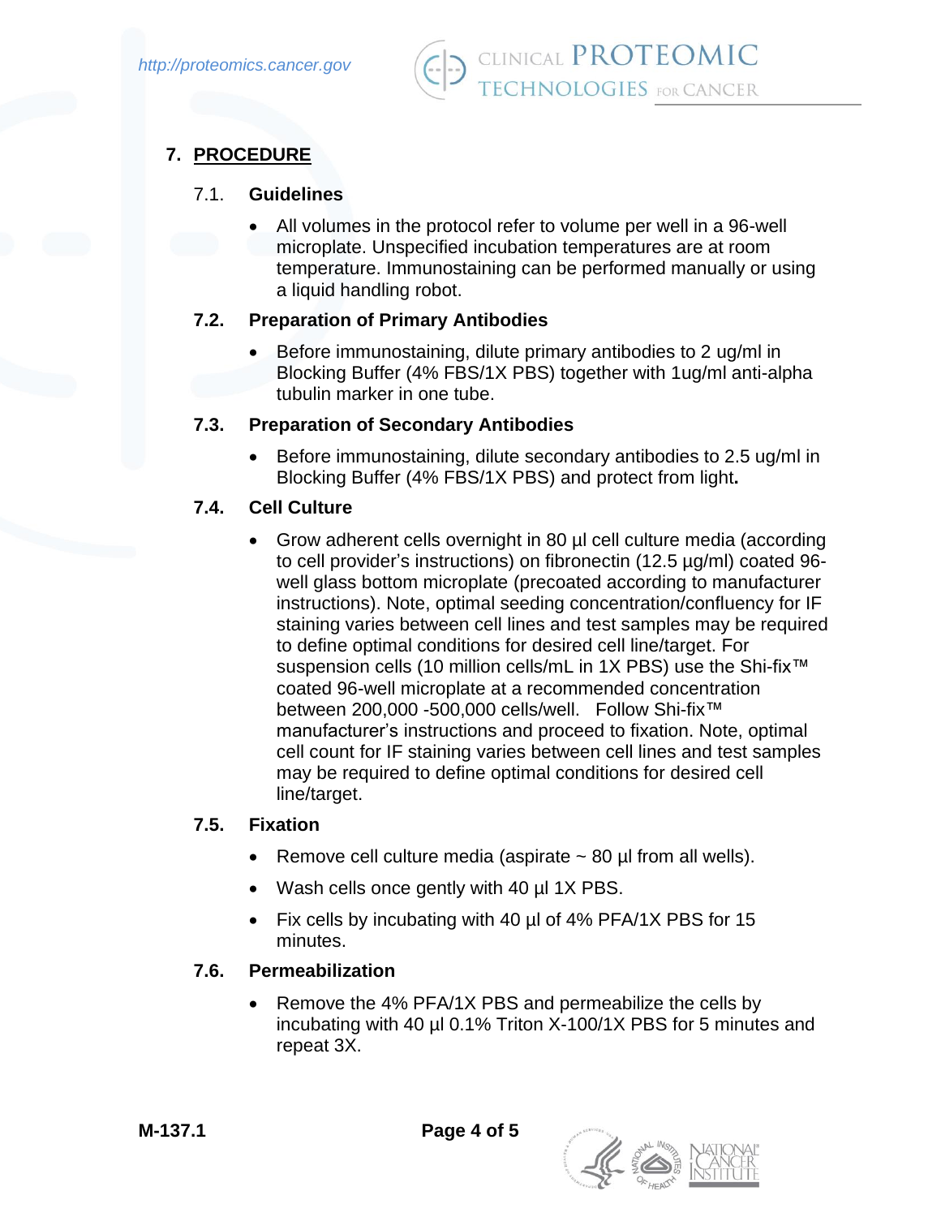## 7. PROCEDURE

### 7.1. Guidelines

- All volumes in the protocol refer to volume per well in a 96-well microplate. Unspecified incubation temperatures are at room temperature. Immunostaining can be performed manually or using a liquid handling robot.

### 7.2. Preparation of Primary Antibodies

- Before immunostaining, dilute primary antibodies to 2 ug/ml in Blocking Buffer (4% FBS/1X PBS) together with 1ug/ml anti-alpha tubulin marker in one tube.

### 7.3. Preparation of Secondary Antibodies

- Before immunostaining, dilute secondary antibodies to 2.5 ug/ml in Blocking Buffer (4% FBS/1X PBS) and protect from light.

### 7.4. Cell Culture

- Grow adherent cells overnight in 80 µl cell culture media (according to cell provider's instructions) on fibronectin (12.5 µg/ml) coated 96-well glass bottom microplate (precoated according to manufacturer instructions). Note, optimal seeding concentration/confluency for IF staining varies between cell lines and test samples may be required to define optimal conditions for desired cell line/target. For suspension cells (10 million cells/mL in 1X PBS) use the Shi-fix™ coated 96-well microplate at a recommended concentration between 200,000 -500,000 cells/well. Follow Shi-fix™ manufacturer's instructions and proceed to fixation. Note, optimal cell count for IF staining varies between cell lines and test samples may be required to define optimal conditions for desired cell line/target.

### 7.5. Fixation

- Remove cell culture media (aspirate ~ 80 µl from all wells).
- Wash cells once gently with 40 µl 1X PBS.
- Fix cells by incubating with 40 µl of 4% PFA/1X PBS for 15 minutes.

### 7.6. Permeabilization

- Remove the 4% PFA/1X PBS and permeabilize the cells by incubating with 40 µl 0.1% Triton X-100/1X PBS for 5 minutes and repeat 3X.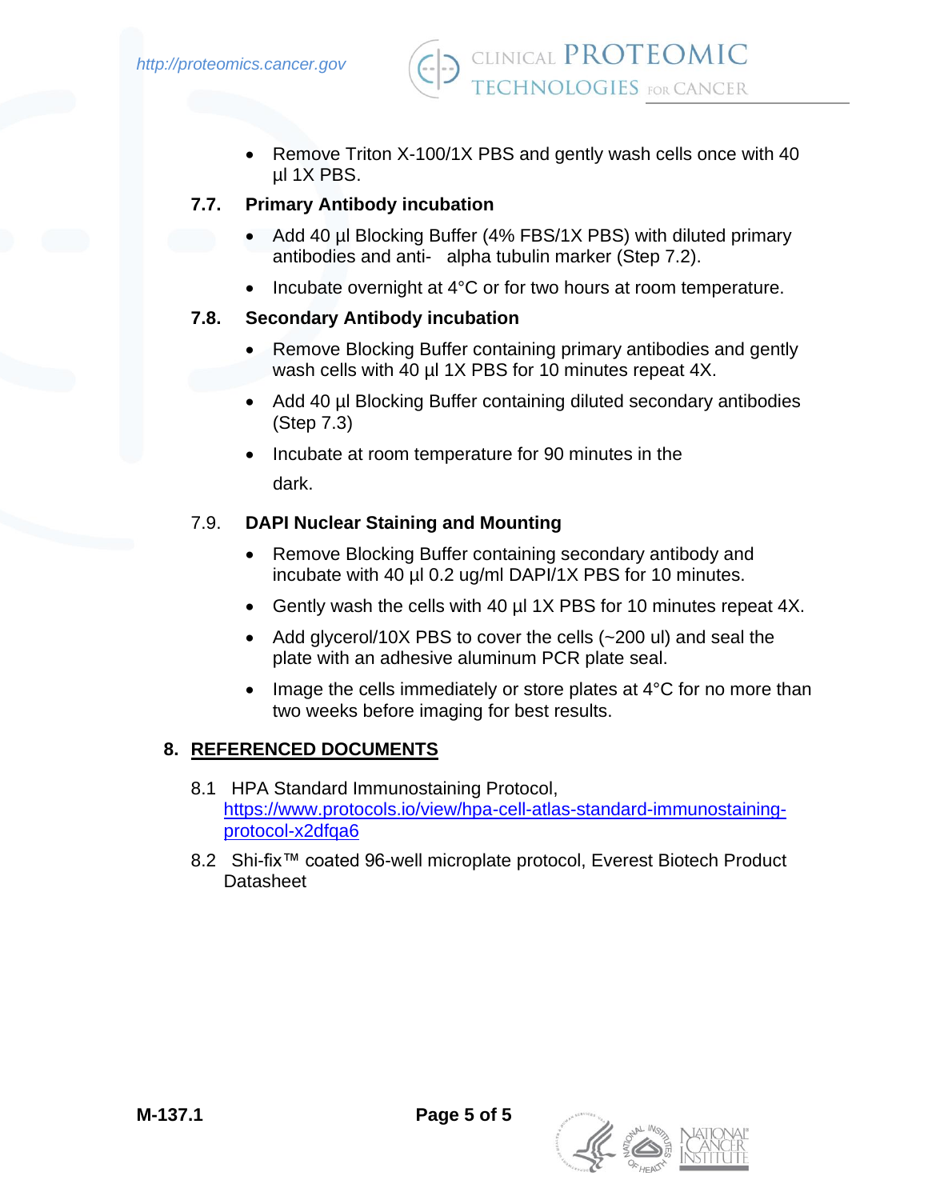- Remove Triton X-100/1X PBS and gently wash cells once with 40 µl 1X PBS.

### 7.7. Primary Antibody incubation

- Add 40 µl Blocking Buffer (4% FBS/1X PBS) with diluted primary antibodies and anti- alpha tubulin marker (Step 7.2).
- Incubate overnight at 4°C or for two hours at room temperature.

### 7.8. Secondary Antibody incubation

- Remove Blocking Buffer containing primary antibodies and gently wash cells with 40 µl 1X PBS for 10 minutes repeat 4X.
- Add 40 µl Blocking Buffer containing diluted secondary antibodies (Step 7.3)
- Incubate at room temperature for 90 minutes in the dark.

### 7.9. DAPI Nuclear Staining and Mounting

- Remove Blocking Buffer containing secondary antibody and incubate with 40 µl 0.2 ug/ml DAPI/1X PBS for 10 minutes.
- Gently wash the cells with 40 µl 1X PBS for 10 minutes repeat 4X.
- Add glycerol/10X PBS to cover the cells (~200 ul) and seal the plate with an adhesive aluminum PCR plate seal.
- Image the cells immediately or store plates at 4°C for no more than two weeks before imaging for best results.

## 8. REFERENCED DOCUMENTS

8.1 HPA Standard Immunostaining Protocol, https://www.protocols.io/view/hpa-cell-atlas-standard-immunostaining-protocol-x2dfqa6

8.2 Shi-fix™ coated 96-well microplate protocol, Everest Biotech Product Datasheet